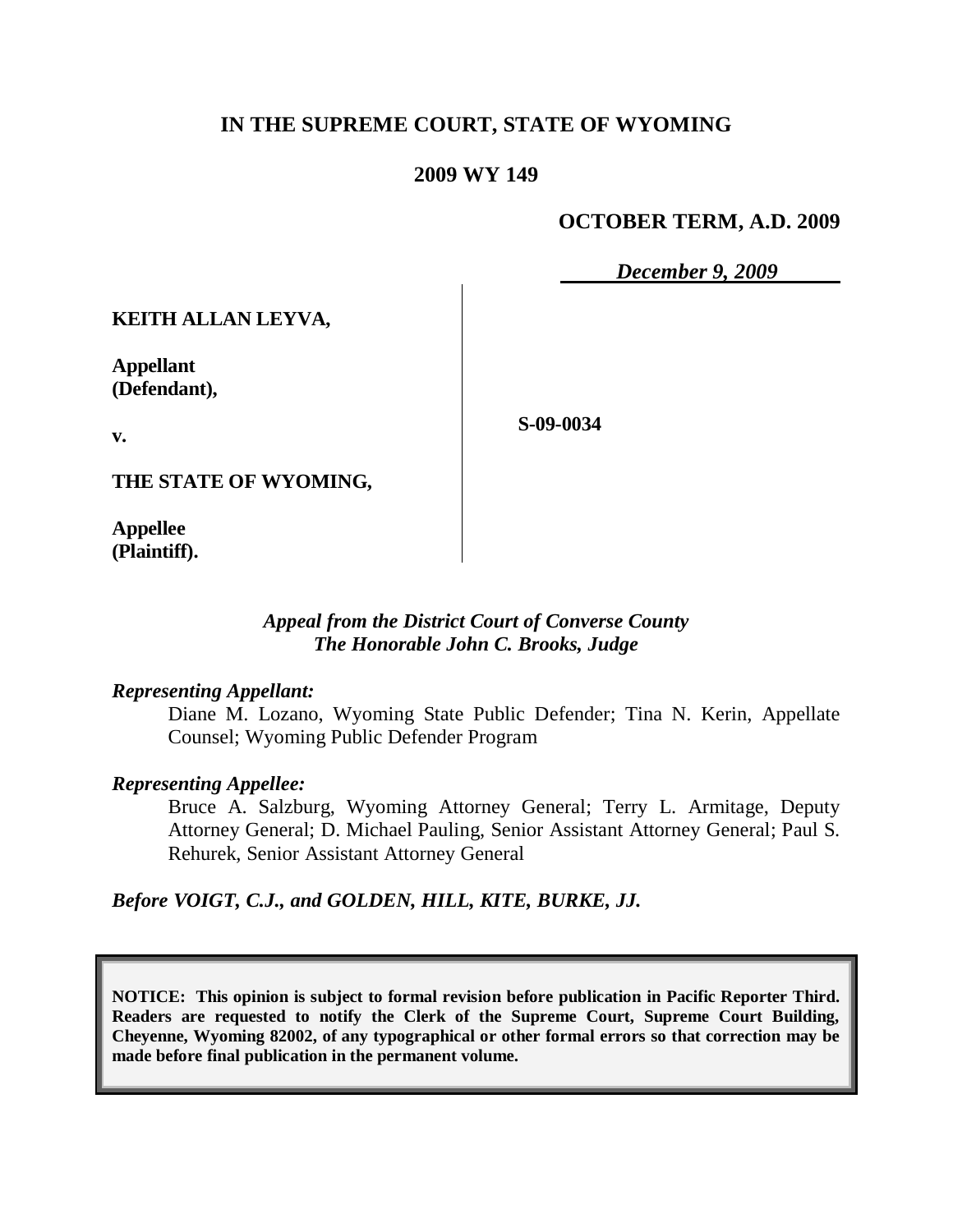# IN THE SUPREME COURT, STATE OF WYOMING

## 2009 WY 149

**OCTOBER TERM, A.D. 2009**

*December 9, 2009*

**KEITH ALLAN LEYVA,**

**Appellant (Defendant),**

**v.**

**THE STATE OF WYOMING,**

**Appellee (Plaintiff).**

**S-09-0034**

*Appeal from the District Court of Converse County*
*The Honorable John C. Brooks, Judge*

***Representing Appellant:***

Diane M. Lozano, Wyoming State Public Defender; Tina N. Kerin, Appellate Counsel; Wyoming Public Defender Program

***Representing Appellee:***

Bruce A. Salzburg, Wyoming Attorney General; Terry L. Armitage, Deputy Attorney General; D. Michael Pauling, Senior Assistant Attorney General; Paul S. Rehurek, Senior Assistant Attorney General

***Before VOIGT, C.J., and GOLDEN, HILL, KITE, BURKE, JJ.***

**NOTICE: This opinion is subject to formal revision before publication in Pacific Reporter Third. Readers are requested to notify the Clerk of the Supreme Court, Supreme Court Building, Cheyenne, Wyoming 82002, of any typographical or other formal errors so that correction may be made before final publication in the permanent volume.**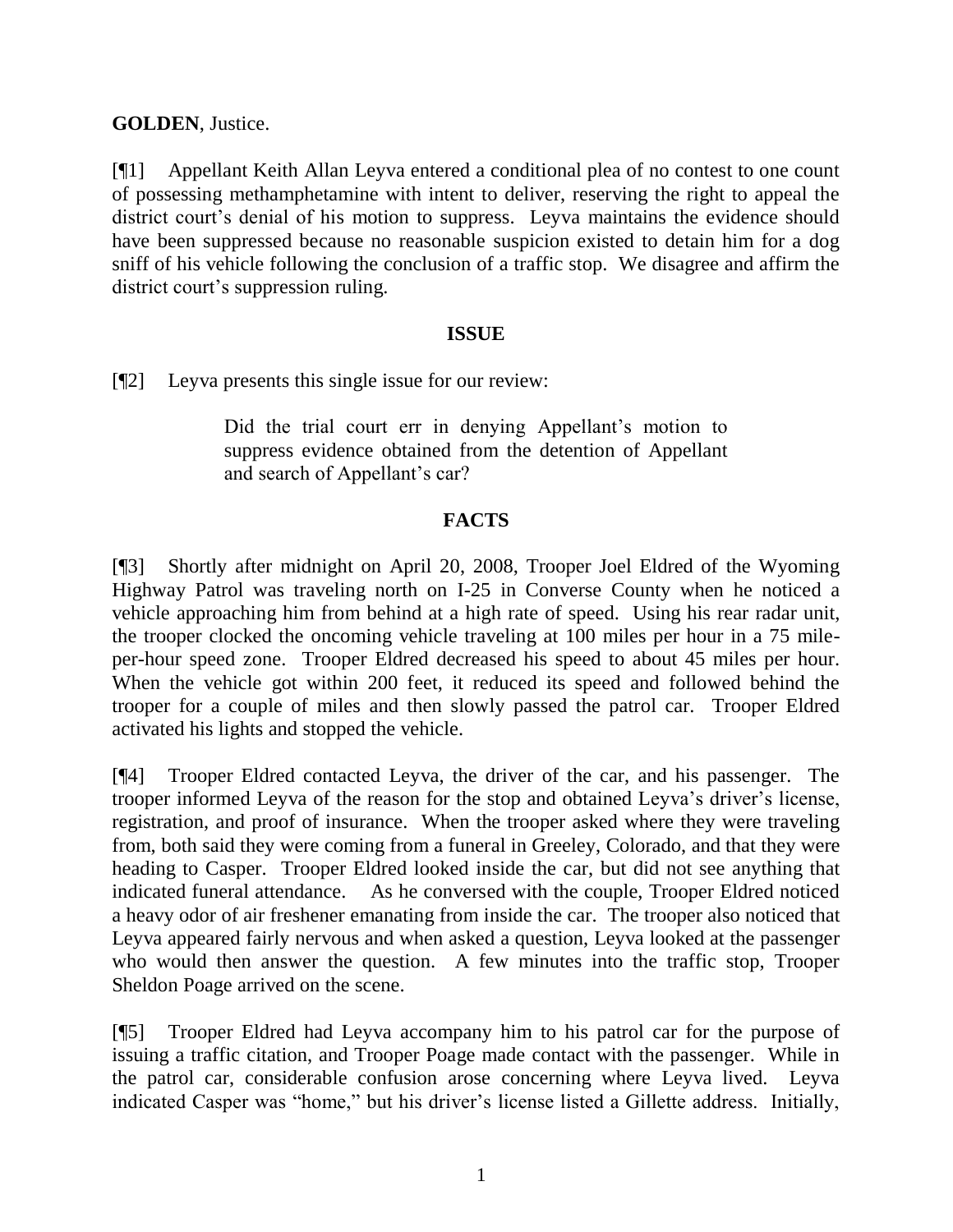**GOLDEN**, Justice.

[¶1] Appellant Keith Allan Leyva entered a conditional plea of no contest to one count of possessing methamphetamine with intent to deliver, reserving the right to appeal the district court's denial of his motion to suppress. Leyva maintains the evidence should have been suppressed because no reasonable suspicion existed to detain him for a dog sniff of his vehicle following the conclusion of a traffic stop. We disagree and affirm the district court's suppression ruling.

## ISSUE

[¶2] Leyva presents this single issue for our review:

> Did the trial court err in denying Appellant's motion to suppress evidence obtained from the detention of Appellant and search of Appellant's car?

## FACTS

[¶3] Shortly after midnight on April 20, 2008, Trooper Joel Eldred of the Wyoming Highway Patrol was traveling north on I-25 in Converse County when he noticed a vehicle approaching him from behind at a high rate of speed. Using his rear radar unit, the trooper clocked the oncoming vehicle traveling at 100 miles per hour in a 75 mile-per-hour speed zone. Trooper Eldred decreased his speed to about 45 miles per hour. When the vehicle got within 200 feet, it reduced its speed and followed behind the trooper for a couple of miles and then slowly passed the patrol car. Trooper Eldred activated his lights and stopped the vehicle.

[¶4] Trooper Eldred contacted Leyva, the driver of the car, and his passenger. The trooper informed Leyva of the reason for the stop and obtained Leyva's driver's license, registration, and proof of insurance. When the trooper asked where they were traveling from, both said they were coming from a funeral in Greeley, Colorado, and that they were heading to Casper. Trooper Eldred looked inside the car, but did not see anything that indicated funeral attendance. As he conversed with the couple, Trooper Eldred noticed a heavy odor of air freshener emanating from inside the car. The trooper also noticed that Leyva appeared fairly nervous and when asked a question, Leyva looked at the passenger who would then answer the question. A few minutes into the traffic stop, Trooper Sheldon Poage arrived on the scene.

[¶5] Trooper Eldred had Leyva accompany him to his patrol car for the purpose of issuing a traffic citation, and Trooper Poage made contact with the passenger. While in the patrol car, considerable confusion arose concerning where Leyva lived. Leyva indicated Casper was "home," but his driver's license listed a Gillette address. Initially,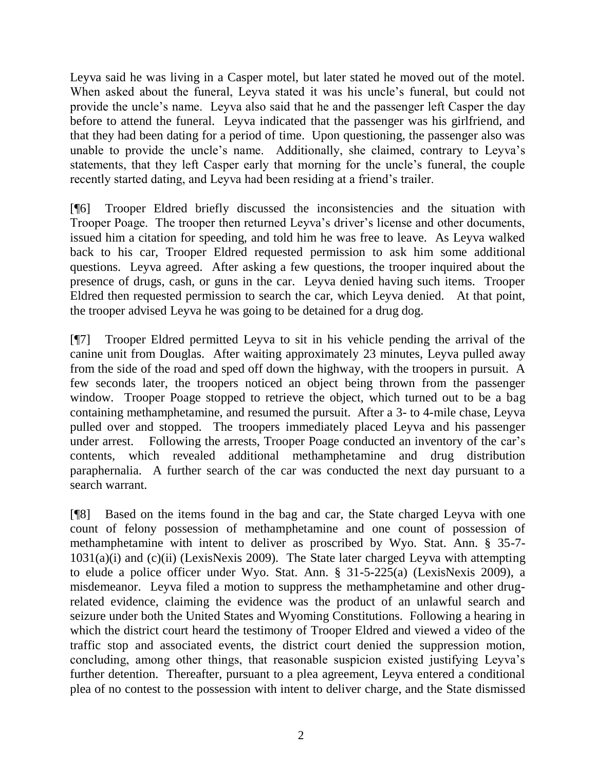Leyva said he was living in a Casper motel, but later stated he moved out of the motel. When asked about the funeral, Leyva stated it was his uncle's funeral, but could not provide the uncle's name. Leyva also said that he and the passenger left Casper the day before to attend the funeral. Leyva indicated that the passenger was his girlfriend, and that they had been dating for a period of time. Upon questioning, the passenger also was unable to provide the uncle's name. Additionally, she claimed, contrary to Leyva's statements, that they left Casper early that morning for the uncle's funeral, the couple recently started dating, and Leyva had been residing at a friend's trailer.

[¶6] Trooper Eldred briefly discussed the inconsistencies and the situation with Trooper Poage. The trooper then returned Leyva's driver's license and other documents, issued him a citation for speeding, and told him he was free to leave. As Leyva walked back to his car, Trooper Eldred requested permission to ask him some additional questions. Leyva agreed. After asking a few questions, the trooper inquired about the presence of drugs, cash, or guns in the car. Leyva denied having such items. Trooper Eldred then requested permission to search the car, which Leyva denied. At that point, the trooper advised Leyva he was going to be detained for a drug dog.

[¶7] Trooper Eldred permitted Leyva to sit in his vehicle pending the arrival of the canine unit from Douglas. After waiting approximately 23 minutes, Leyva pulled away from the side of the road and sped off down the highway, with the troopers in pursuit. A few seconds later, the troopers noticed an object being thrown from the passenger window. Trooper Poage stopped to retrieve the object, which turned out to be a bag containing methamphetamine, and resumed the pursuit. After a 3- to 4-mile chase, Leyva pulled over and stopped. The troopers immediately placed Leyva and his passenger under arrest. Following the arrests, Trooper Poage conducted an inventory of the car's contents, which revealed additional methamphetamine and drug distribution paraphernalia. A further search of the car was conducted the next day pursuant to a search warrant.

[¶8] Based on the items found in the bag and car, the State charged Leyva with one count of felony possession of methamphetamine and one count of possession of methamphetamine with intent to deliver as proscribed by Wyo. Stat. Ann. § 35-7-1031(a)(i) and (c)(ii) (LexisNexis 2009). The State later charged Leyva with attempting to elude a police officer under Wyo. Stat. Ann. § 31-5-225(a) (LexisNexis 2009), a misdemeanor. Leyva filed a motion to suppress the methamphetamine and other drug-related evidence, claiming the evidence was the product of an unlawful search and seizure under both the United States and Wyoming Constitutions. Following a hearing in which the district court heard the testimony of Trooper Eldred and viewed a video of the traffic stop and associated events, the district court denied the suppression motion, concluding, among other things, that reasonable suspicion existed justifying Leyva's further detention. Thereafter, pursuant to a plea agreement, Leyva entered a conditional plea of no contest to the possession with intent to deliver charge, and the State dismissed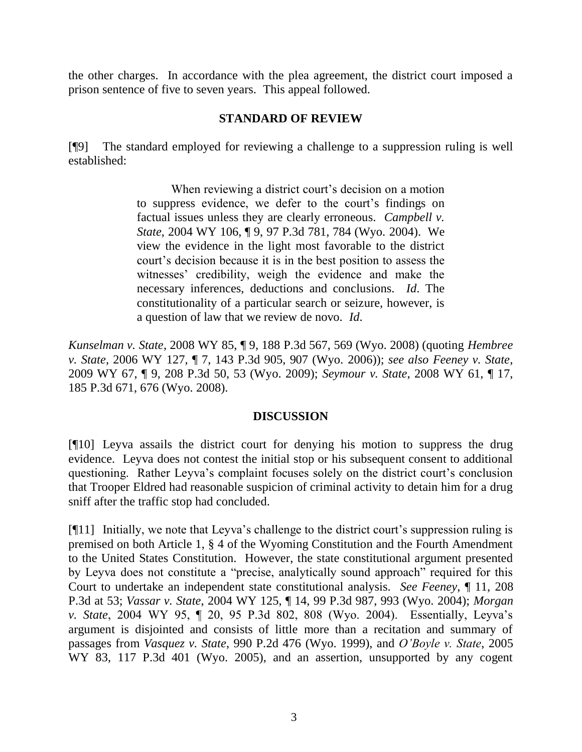the other charges. In accordance with the plea agreement, the district court imposed a prison sentence of five to seven years. This appeal followed.

## STANDARD OF REVIEW

[¶9] The standard employed for reviewing a challenge to a suppression ruling is well established:

> When reviewing a district court's decision on a motion to suppress evidence, we defer to the court's findings on factual issues unless they are clearly erroneous. *Campbell v. State*, 2004 WY 106, ¶ 9, 97 P.3d 781, 784 (Wyo. 2004). We view the evidence in the light most favorable to the district court's decision because it is in the best position to assess the witnesses' credibility, weigh the evidence and make the necessary inferences, deductions and conclusions. *Id*. The constitutionality of a particular search or seizure, however, is a question of law that we review de novo. *Id*.

*Kunselman v. State*, 2008 WY 85, ¶ 9, 188 P.3d 567, 569 (Wyo. 2008) (quoting *Hembree v. State*, 2006 WY 127, ¶ 7, 143 P.3d 905, 907 (Wyo. 2006)); *see also Feeney v. State*, 2009 WY 67, ¶ 9, 208 P.3d 50, 53 (Wyo. 2009); *Seymour v. State*, 2008 WY 61, ¶ 17, 185 P.3d 671, 676 (Wyo. 2008).

## DISCUSSION

[¶10] Leyva assails the district court for denying his motion to suppress the drug evidence. Leyva does not contest the initial stop or his subsequent consent to additional questioning. Rather Leyva's complaint focuses solely on the district court's conclusion that Trooper Eldred had reasonable suspicion of criminal activity to detain him for a drug sniff after the traffic stop had concluded.

[¶11] Initially, we note that Leyva's challenge to the district court's suppression ruling is premised on both Article 1, § 4 of the Wyoming Constitution and the Fourth Amendment to the United States Constitution. However, the state constitutional argument presented by Leyva does not constitute a "precise, analytically sound approach" required for this Court to undertake an independent state constitutional analysis. *See Feeney*, ¶ 11, 208 P.3d at 53; *Vassar v. State*, 2004 WY 125, ¶ 14, 99 P.3d 987, 993 (Wyo. 2004); *Morgan v. State*, 2004 WY 95, ¶ 20, 95 P.3d 802, 808 (Wyo. 2004). Essentially, Leyva's argument is disjointed and consists of little more than a recitation and summary of passages from *Vasquez v. State*, 990 P.2d 476 (Wyo. 1999), and *O'Boyle v. State*, 2005 WY 83, 117 P.3d 401 (Wyo. 2005), and an assertion, unsupported by any cogent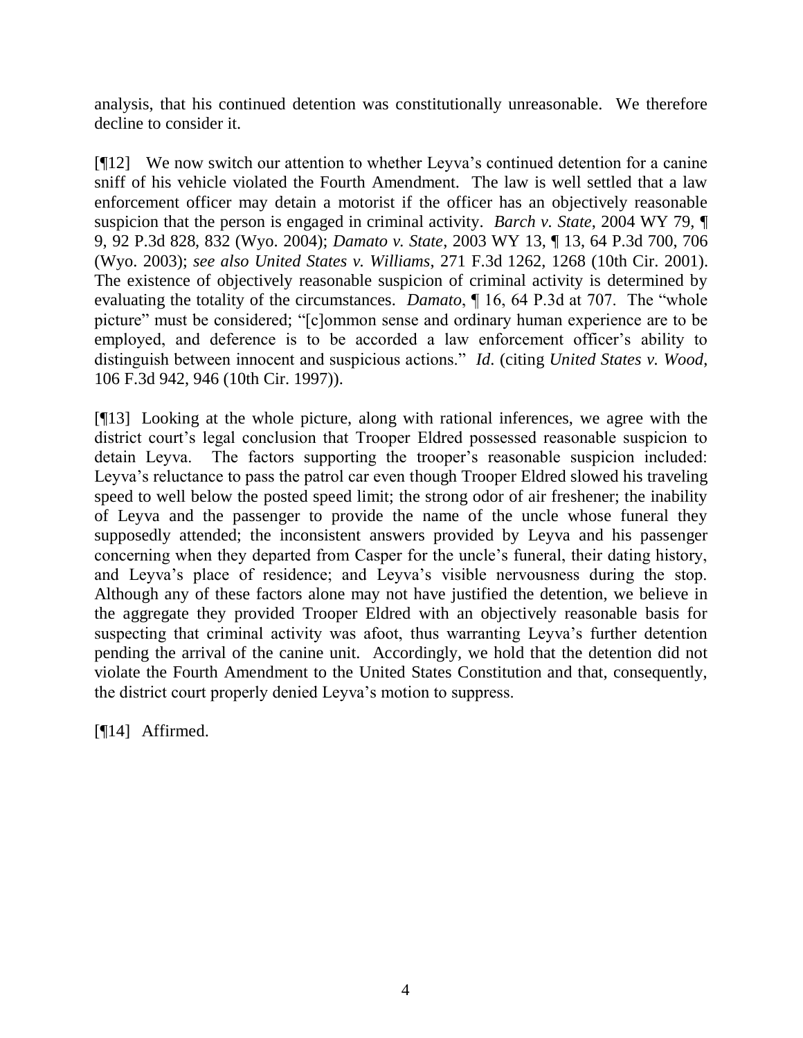analysis, that his continued detention was constitutionally unreasonable. We therefore decline to consider it.

[¶12] We now switch our attention to whether Leyva's continued detention for a canine sniff of his vehicle violated the Fourth Amendment. The law is well settled that a law enforcement officer may detain a motorist if the officer has an objectively reasonable suspicion that the person is engaged in criminal activity. *Barch v. State*, 2004 WY 79, ¶ 9, 92 P.3d 828, 832 (Wyo. 2004); *Damato v. State*, 2003 WY 13, ¶ 13, 64 P.3d 700, 706 (Wyo. 2003); *see also United States v. Williams*, 271 F.3d 1262, 1268 (10th Cir. 2001). The existence of objectively reasonable suspicion of criminal activity is determined by evaluating the totality of the circumstances. *Damato*, ¶ 16, 64 P.3d at 707. The "whole picture" must be considered; "[c]ommon sense and ordinary human experience are to be employed, and deference is to be accorded a law enforcement officer's ability to distinguish between innocent and suspicious actions." *Id.* (citing *United States v. Wood*, 106 F.3d 942, 946 (10th Cir. 1997)).

[¶13] Looking at the whole picture, along with rational inferences, we agree with the district court's legal conclusion that Trooper Eldred possessed reasonable suspicion to detain Leyva. The factors supporting the trooper's reasonable suspicion included: Leyva's reluctance to pass the patrol car even though Trooper Eldred slowed his traveling speed to well below the posted speed limit; the strong odor of air freshener; the inability of Leyva and the passenger to provide the name of the uncle whose funeral they supposedly attended; the inconsistent answers provided by Leyva and his passenger concerning when they departed from Casper for the uncle's funeral, their dating history, and Leyva's place of residence; and Leyva's visible nervousness during the stop. Although any of these factors alone may not have justified the detention, we believe in the aggregate they provided Trooper Eldred with an objectively reasonable basis for suspecting that criminal activity was afoot, thus warranting Leyva's further detention pending the arrival of the canine unit. Accordingly, we hold that the detention did not violate the Fourth Amendment to the United States Constitution and that, consequently, the district court properly denied Leyva's motion to suppress.

[¶14] Affirmed.